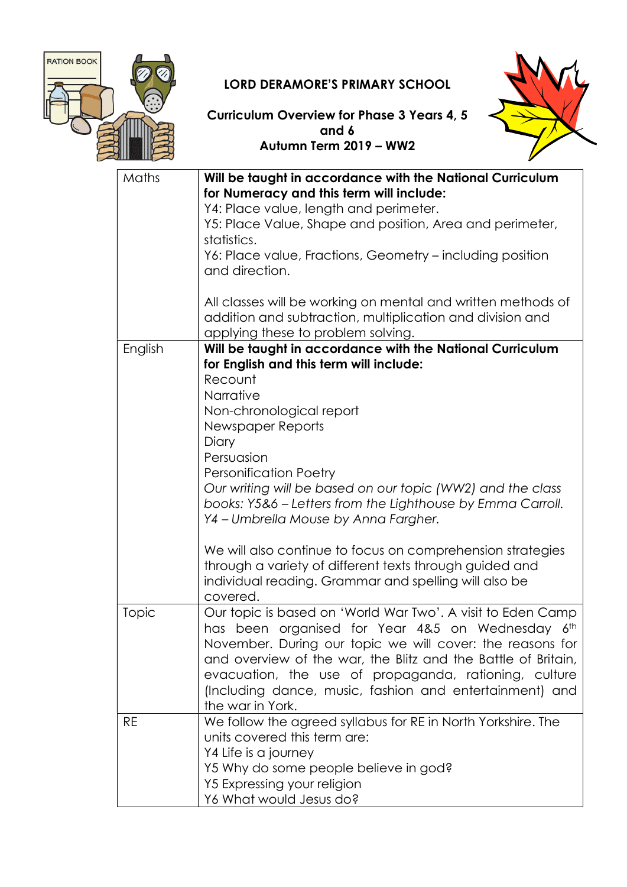# LORD DERAMORE'S PRIMARY SCHOOL

## Curriculum Overview for Phase 3 Years 4, 5 and 6

## Autumn Term 2019 – WW2

| | |
|---|---|
| Maths | **Will be taught in accordance with the National Curriculum for Numeracy and this term will include:**<br>Y4: Place value, length and perimeter.<br>Y5: Place Value, Shape and position, Area and perimeter, statistics.<br>Y6: Place value, Fractions, Geometry – including position and direction.<br><br>All classes will be working on mental and written methods of addition and subtraction, multiplication and division and applying these to problem solving. |
| English | **Will be taught in accordance with the National Curriculum for English and this term will include:**<br>Recount<br>Narrative<br>Non-chronological report<br>Newspaper Reports<br>Diary<br>Persuasion<br>Personification Poetry<br>*Our writing will be based on our topic (WW2) and the class books: Y5&6 – Letters from the Lighthouse by Emma Carroll. Y4 – Umbrella Mouse by Anna Fargher.*<br><br>We will also continue to focus on comprehension strategies through a variety of different texts through guided and individual reading. Grammar and spelling will also be covered. |
| Topic | Our topic is based on 'World War Two'. A visit to Eden Camp has been organised for Year 4&5 on Wednesday 6th November. During our topic we will cover: the reasons for and overview of the war, the Blitz and the Battle of Britain, evacuation, the use of propaganda, rationing, culture (Including dance, music, fashion and entertainment) and the war in York. |
| RE | We follow the agreed syllabus for RE in North Yorkshire. The units covered this term are:<br>Y4 Life is a journey<br>Y5 Why do some people believe in god?<br>Y5 Expressing your religion<br>Y6 What would Jesus do? |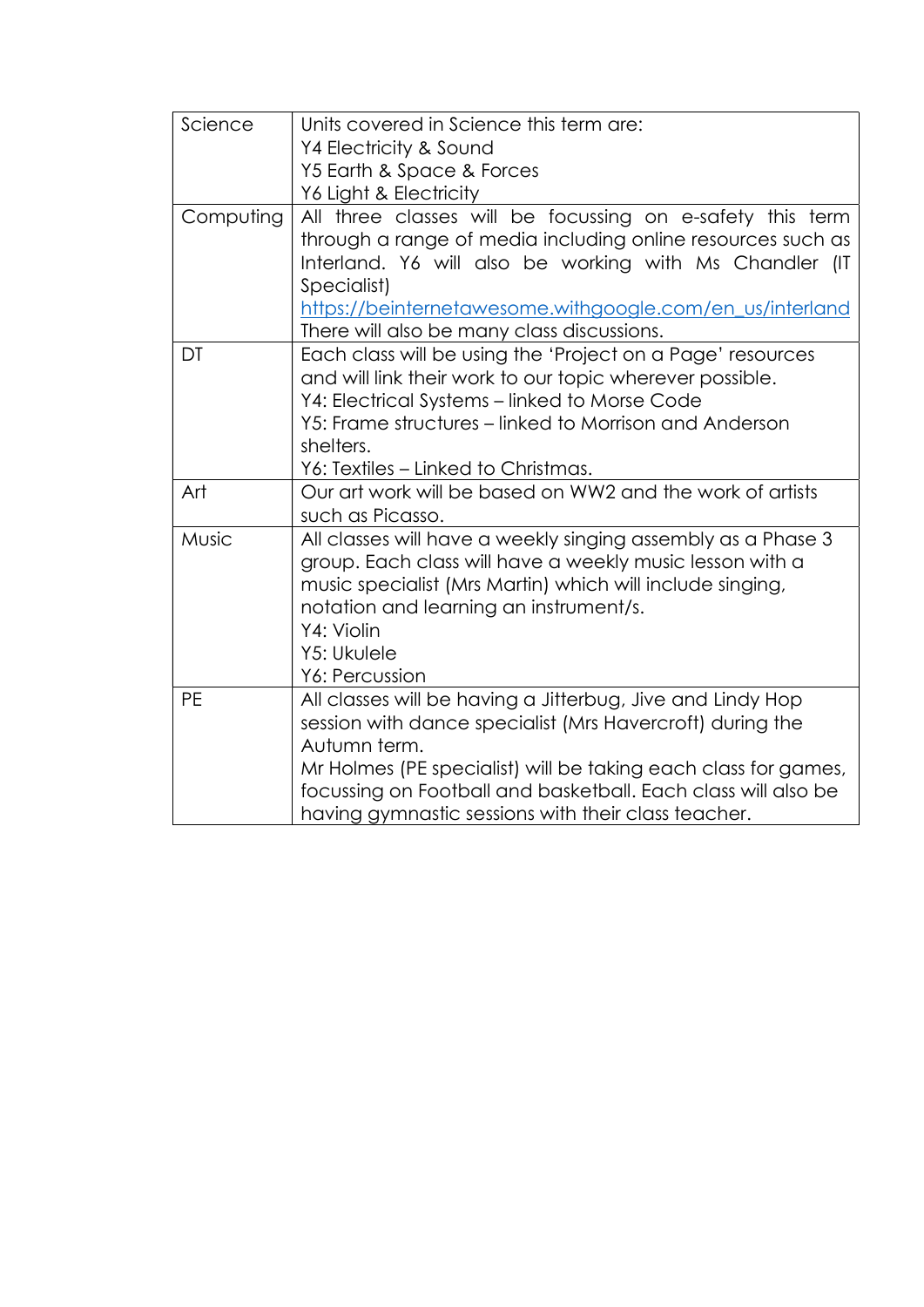| | |
|---|---|
| Science | Units covered in Science this term are:<br>Y4 Electricity & Sound<br>Y5 Earth & Space & Forces<br>Y6 Light & Electricity |
| Computing | All three classes will be focussing on e-safety this term through a range of media including online resources such as Interland. Y6 will also be working with Ms Chandler (IT Specialist)<br>https://beinternetawesome.withgoogle.com/en_us/interland<br>There will also be many class discussions. |
| DT | Each class will be using the 'Project on a Page' resources and will link their work to our topic wherever possible.<br>Y4: Electrical Systems – linked to Morse Code<br>Y5: Frame structures – linked to Morrison and Anderson shelters.<br>Y6: Textiles – Linked to Christmas. |
| Art | Our art work will be based on WW2 and the work of artists such as Picasso. |
| Music | All classes will have a weekly singing assembly as a Phase 3 group. Each class will have a weekly music lesson with a music specialist (Mrs Martin) which will include singing, notation and learning an instrument/s.<br>Y4: Violin<br>Y5: Ukulele<br>Y6: Percussion |
| PE | All classes will be having a Jitterbug, Jive and Lindy Hop session with dance specialist (Mrs Havercroft) during the Autumn term.<br>Mr Holmes (PE specialist) will be taking each class for games, focussing on Football and basketball. Each class will also be having gymnastic sessions with their class teacher. |